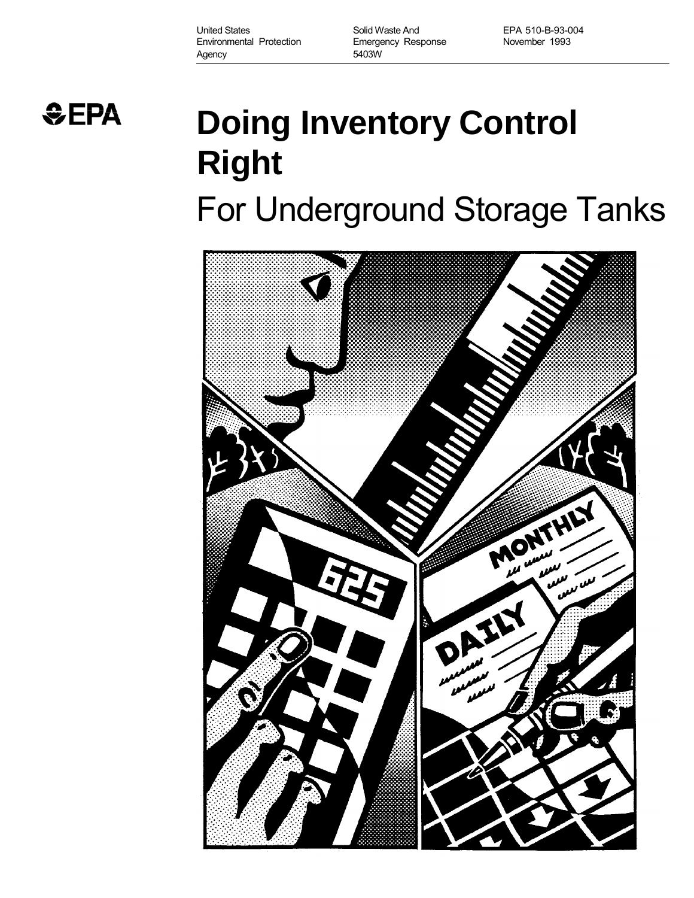United States Environmental Protection Agency

Solid Waste And Emergency Response 5403W

EPA 510-B-93-004 November 1993

EPA

# Doing Inventory Control Right

## For Underground Storage Tanks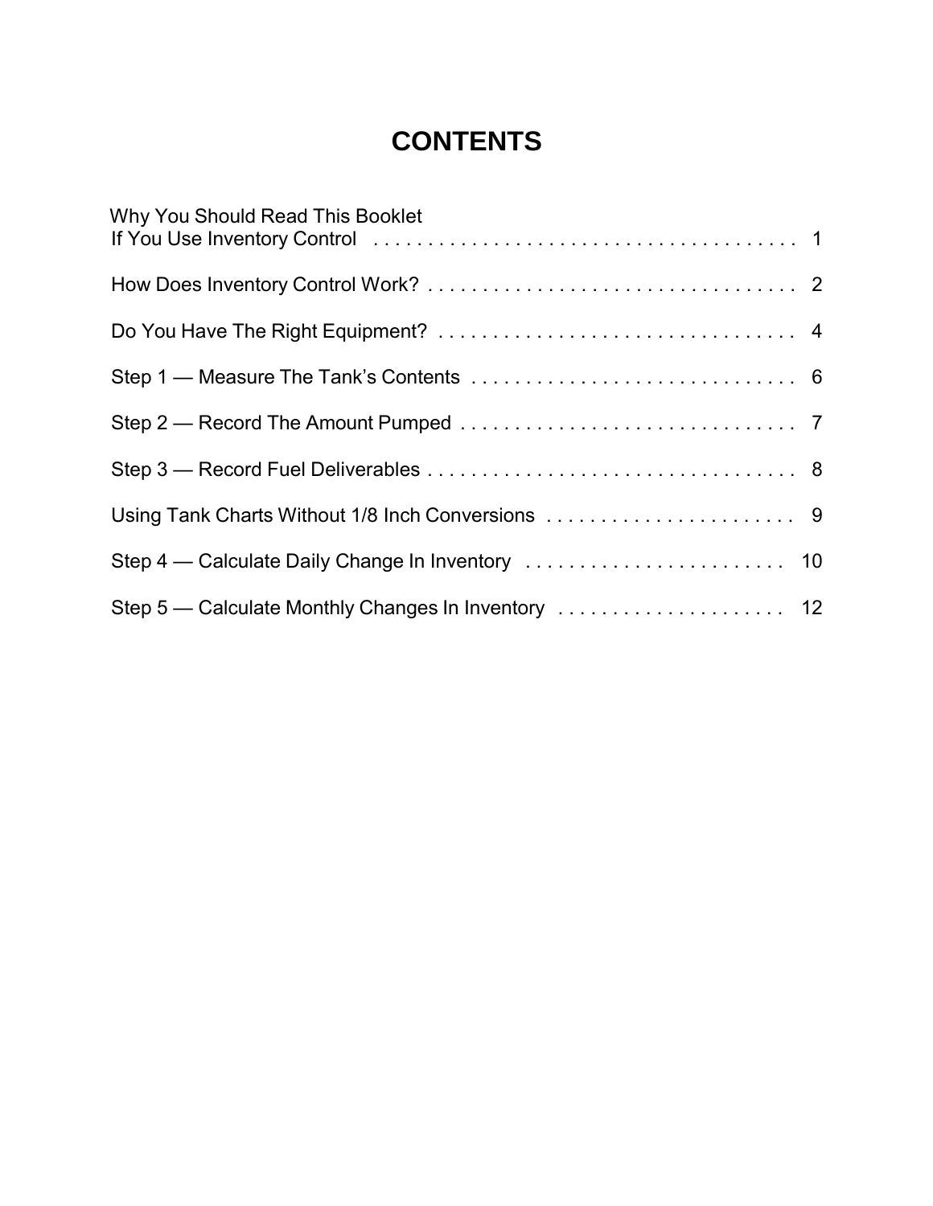# CONTENTS

Why You Should Read This Booklet
If You Use Inventory Control . . . . . . . . . . . . . . . . . . . . . . . . . . . . . . . . . . . . . . . 1

How Does Inventory Control Work? . . . . . . . . . . . . . . . . . . . . . . . . . . . . . . . . . . 2

Do You Have The Right Equipment? . . . . . . . . . . . . . . . . . . . . . . . . . . . . . . . . . 4

Step 1 — Measure The Tank's Contents . . . . . . . . . . . . . . . . . . . . . . . . . . . . . . 6

Step 2 — Record The Amount Pumped . . . . . . . . . . . . . . . . . . . . . . . . . . . . . . . 7

Step 3 — Record Fuel Deliverables . . . . . . . . . . . . . . . . . . . . . . . . . . . . . . . . . . 8

Using Tank Charts Without 1/8 Inch Conversions . . . . . . . . . . . . . . . . . . . . . . . 9

Step 4 — Calculate Daily Change In Inventory . . . . . . . . . . . . . . . . . . . . . . . . 10

Step 5 — Calculate Monthly Changes In Inventory . . . . . . . . . . . . . . . . . . . . 12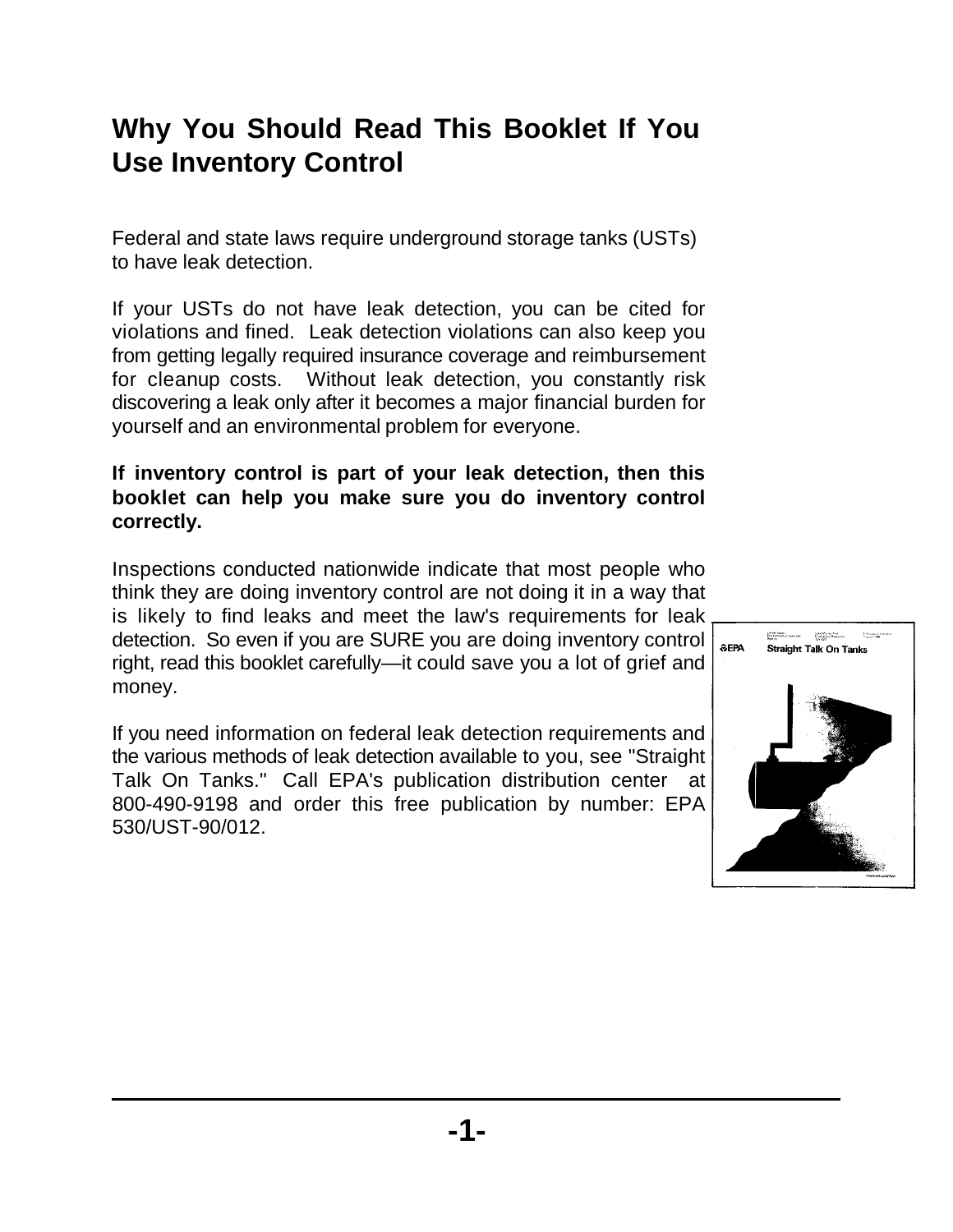# Why You Should Read This Booklet If You Use Inventory Control

Federal and state laws require underground storage tanks (USTs) to have leak detection.

If your USTs do not have leak detection, you can be cited for violations and fined. Leak detection violations can also keep you from getting legally required insurance coverage and reimbursement for cleanup costs. Without leak detection, you constantly risk discovering a leak only after it becomes a major financial burden for yourself and an environmental problem for everyone.

**If inventory control is part of your leak detection, then this booklet can help you make sure you do inventory control correctly.**

Inspections conducted nationwide indicate that most people who think they are doing inventory control are not doing it in a way that is likely to find leaks and meet the law's requirements for leak detection. So even if you are SURE you are doing inventory control right, read this booklet carefully—it could save you a lot of grief and money.

If you need information on federal leak detection requirements and the various methods of leak detection available to you, see "Straight Talk On Tanks." Call EPA's publication distribution center at 800-490-9198 and order this free publication by number: EPA 530/UST-90/012.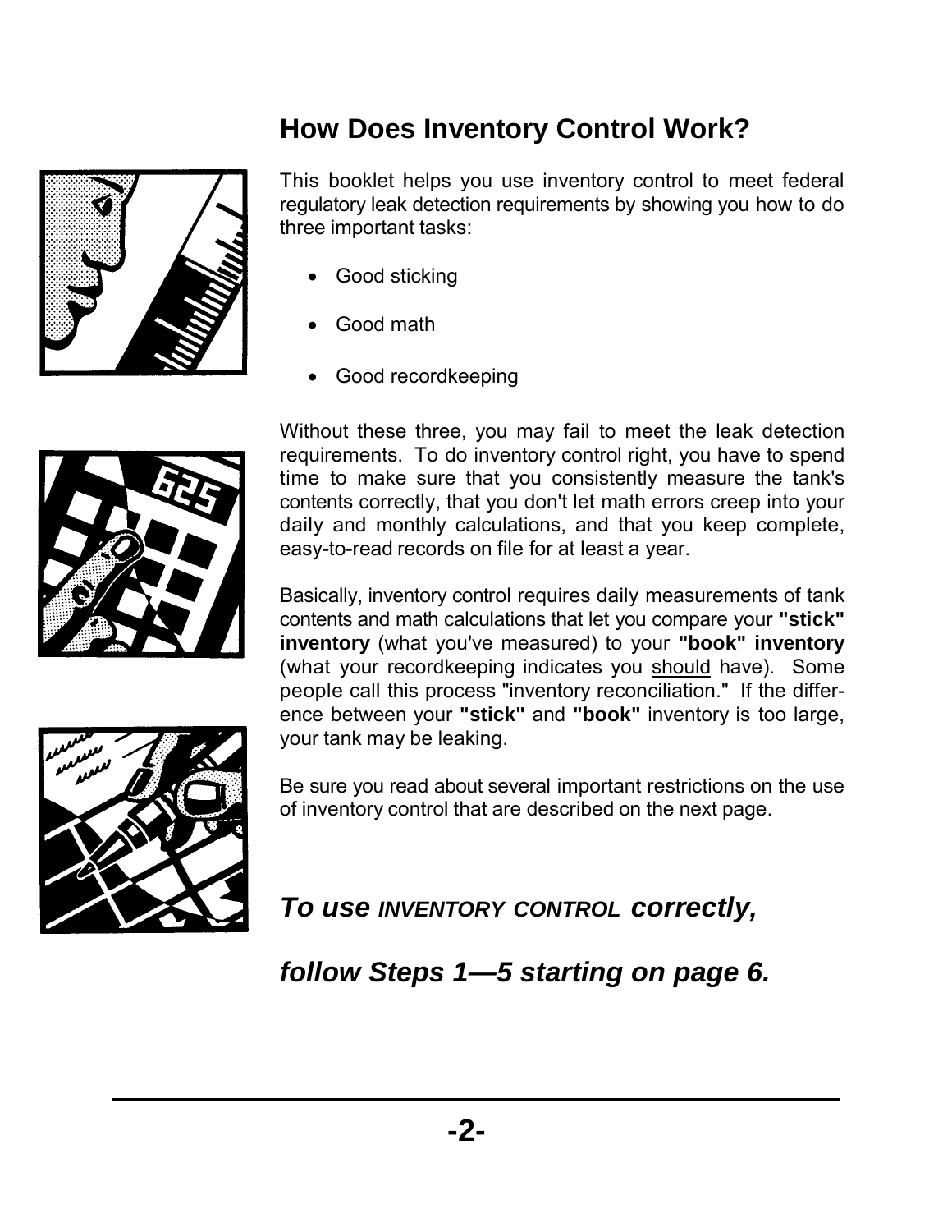## How Does Inventory Control Work?

This booklet helps you use inventory control to meet federal regulatory leak detection requirements by showing you how to do three important tasks:

- Good sticking
- Good math
- Good recordkeeping

Without these three, you may fail to meet the leak detection requirements. To do inventory control right, you have to spend time to make sure that you consistently measure the tank's contents correctly, that you don't let math errors creep into your daily and monthly calculations, and that you keep complete, easy-to-read records on file for at least a year.

Basically, inventory control requires daily measurements of tank contents and math calculations that let you compare your **"stick" inventory** (what you've measured) to your **"book" inventory** (what your recordkeeping indicates you <u>should</u> have). Some people call this process "inventory reconciliation." If the difference between your **"stick"** and **"book"** inventory is too large, your tank may be leaking.

Be sure you read about several important restrictions on the use of inventory control that are described on the next page.

***To use INVENTORY CONTROL correctly,***

***follow Steps 1—5 starting on page 6.***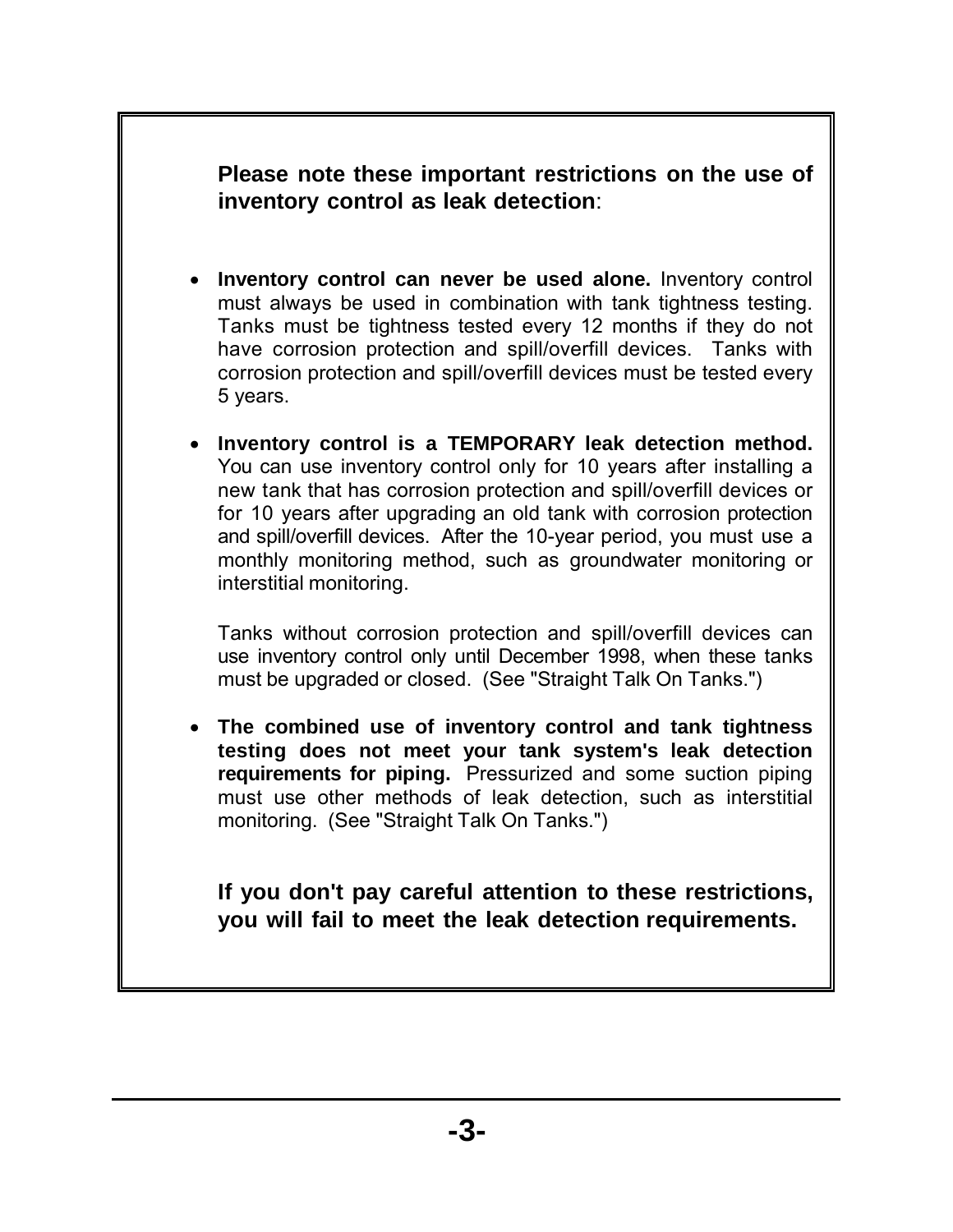**Please note these important restrictions on the use of inventory control as leak detection**:

- **Inventory control can never be used alone.** Inventory control must always be used in combination with tank tightness testing. Tanks must be tightness tested every 12 months if they do not have corrosion protection and spill/overfill devices. Tanks with corrosion protection and spill/overfill devices must be tested every 5 years.

- **Inventory control is a TEMPORARY leak detection method.** You can use inventory control only for 10 years after installing a new tank that has corrosion protection and spill/overfill devices or for 10 years after upgrading an old tank with corrosion protection and spill/overfill devices. After the 10-year period, you must use a monthly monitoring method, such as groundwater monitoring or interstitial monitoring.

  Tanks without corrosion protection and spill/overfill devices can use inventory control only until December 1998, when these tanks must be upgraded or closed. (See "Straight Talk On Tanks.")

- **The combined use of inventory control and tank tightness testing does not meet your tank system's leak detection requirements for piping.** Pressurized and some suction piping must use other methods of leak detection, such as interstitial monitoring. (See "Straight Talk On Tanks.")

**If you don't pay careful attention to these restrictions, you will fail to meet the leak detection requirements.**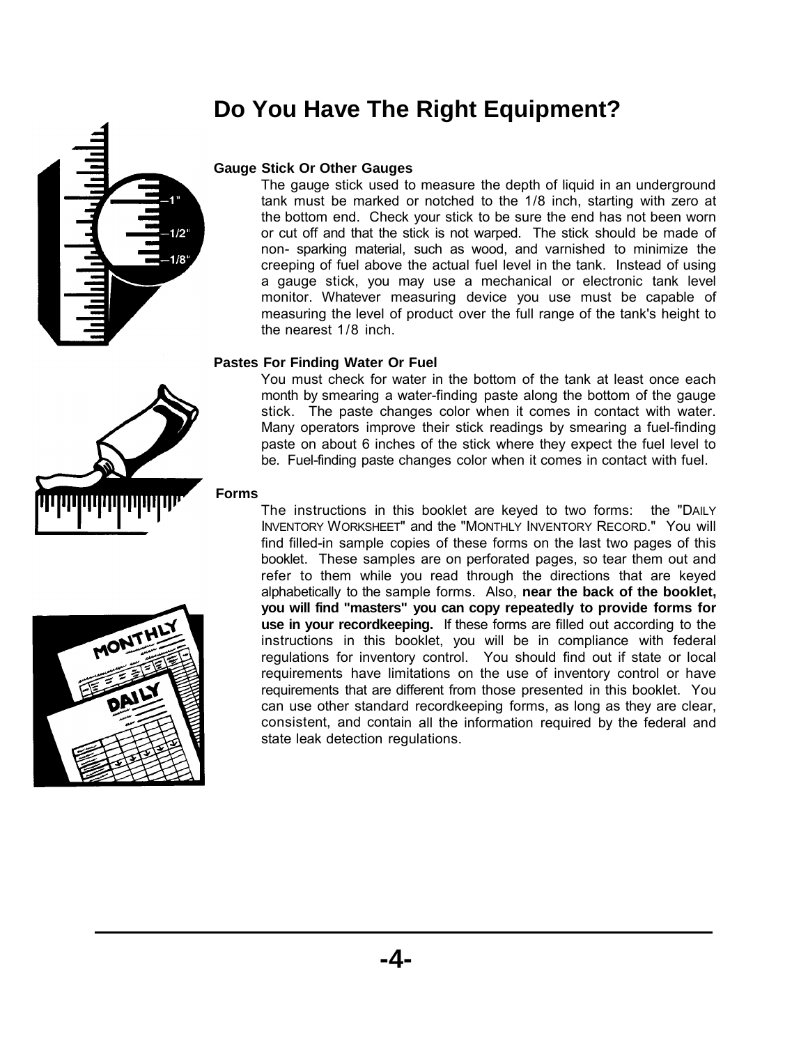# Do You Have The Right Equipment?

### Gauge Stick Or Other Gauges

The gauge stick used to measure the depth of liquid in an underground tank must be marked or notched to the 1/8 inch, starting with zero at the bottom end. Check your stick to be sure the end has not been worn or cut off and that the stick is not warped. The stick should be made of non- sparking material, such as wood, and varnished to minimize the creeping of fuel above the actual fuel level in the tank. Instead of using a gauge stick, you may use a mechanical or electronic tank level monitor. Whatever measuring device you use must be capable of measuring the level of product over the full range of the tank's height to the nearest 1/8 inch.

### Pastes For Finding Water Or Fuel

You must check for water in the bottom of the tank at least once each month by smearing a water-finding paste along the bottom of the gauge stick. The paste changes color when it comes in contact with water. Many operators improve their stick readings by smearing a fuel-finding paste on about 6 inches of the stick where they expect the fuel level to be. Fuel-finding paste changes color when it comes in contact with fuel.

### Forms

The instructions in this booklet are keyed to two forms: the "DAILY INVENTORY WORKSHEET" and the "MONTHLY INVENTORY RECORD." You will find filled-in sample copies of these forms on the last two pages of this booklet. These samples are on perforated pages, so tear them out and refer to them while you read through the directions that are keyed alphabetically to the sample forms. Also, **near the back of the booklet, you will find "masters" you can copy repeatedly to provide forms for use in your recordkeeping.** If these forms are filled out according to the instructions in this booklet, you will be in compliance with federal regulations for inventory control. You should find out if state or local requirements have limitations on the use of inventory control or have requirements that are different from those presented in this booklet. You can use other standard recordkeeping forms, as long as they are clear, consistent, and contain all the information required by the federal and state leak detection regulations.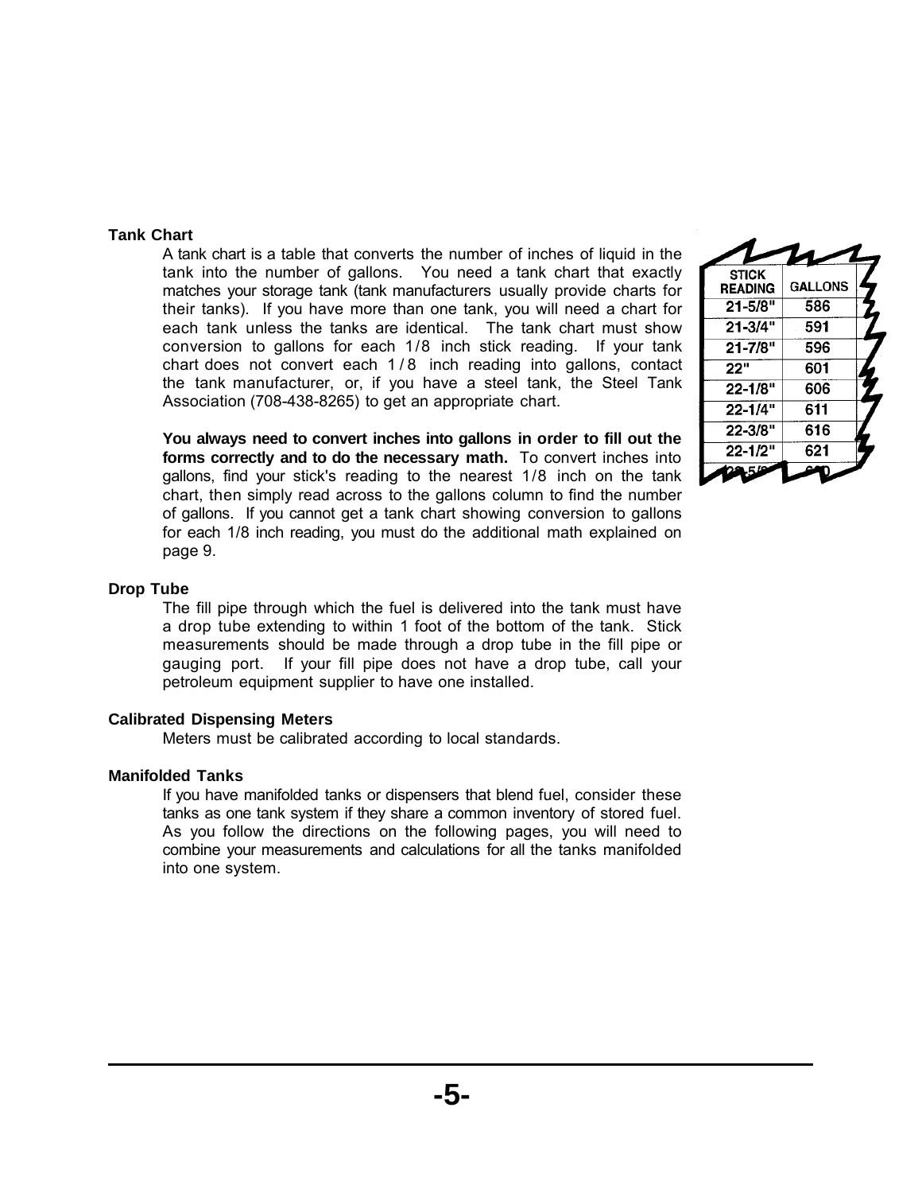## Tank Chart

A tank chart is a table that converts the number of inches of liquid in the tank into the number of gallons. You need a tank chart that exactly matches your storage tank (tank manufacturers usually provide charts for their tanks). If you have more than one tank, you will need a chart for each tank unless the tanks are identical. The tank chart must show conversion to gallons for each 1/8 inch stick reading. If your tank chart does not convert each 1/8 inch reading into gallons, contact the tank manufacturer, or, if you have a steel tank, the Steel Tank Association (708-438-8265) to get an appropriate chart.

| STICK READING | GALLONS |
|---|---|
| 21-5/8" | 586 |
| 21-3/4" | 591 |
| 21-7/8" | 596 |
| 22" | 601 |
| 22-1/8" | 606 |
| 22-1/4" | 611 |
| 22-3/8" | 616 |
| 22-1/2" | 621 |

**You always need to convert inches into gallons in order to fill out the forms correctly and to do the necessary math.** To convert inches into gallons, find your stick's reading to the nearest 1/8 inch on the tank chart, then simply read across to the gallons column to find the number of gallons. If you cannot get a tank chart showing conversion to gallons for each 1/8 inch reading, you must do the additional math explained on page 9.

## Drop Tube

The fill pipe through which the fuel is delivered into the tank must have a drop tube extending to within 1 foot of the bottom of the tank. Stick measurements should be made through a drop tube in the fill pipe or gauging port. If your fill pipe does not have a drop tube, call your petroleum equipment supplier to have one installed.

## Calibrated Dispensing Meters

Meters must be calibrated according to local standards.

## Manifolded Tanks

If you have manifolded tanks or dispensers that blend fuel, consider these tanks as one tank system if they share a common inventory of stored fuel. As you follow the directions on the following pages, you will need to combine your measurements and calculations for all the tanks manifolded into one system.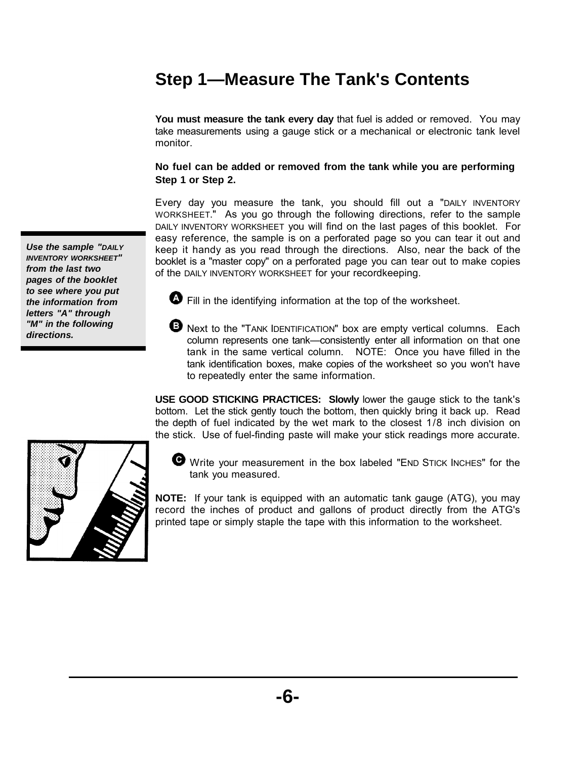# Step 1—Measure The Tank's Contents

**You must measure the tank every day** that fuel is added or removed. You may take measurements using a gauge stick or a mechanical or electronic tank level monitor.

**No fuel can be added or removed from the tank while you are performing Step 1 or Step 2.**

Every day you measure the tank, you should fill out a "DAILY INVENTORY WORKSHEET." As you go through the following directions, refer to the sample DAILY INVENTORY WORKSHEET you will find on the last pages of this booklet. For easy reference, the sample is on a perforated page so you can tear it out and keep it handy as you read through the directions. Also, near the back of the booklet is a "master copy" on a perforated page you can tear out to make copies of the DAILY INVENTORY WORKSHEET for your recordkeeping.

***Use the sample "DAILY INVENTORY WORKSHEET" from the last two pages of the booklet to see where you put the information from letters "A" through "M" in the following directions.***

**A** Fill in the identifying information at the top of the worksheet.

**B** Next to the "TANK IDENTIFICATION" box are empty vertical columns. Each column represents one tank—consistently enter all information on that one tank in the same vertical column. NOTE: Once you have filled in the tank identification boxes, make copies of the worksheet so you won't have to repeatedly enter the same information.

**USE GOOD STICKING PRACTICES: Slowly** lower the gauge stick to the tank's bottom. Let the stick gently touch the bottom, then quickly bring it back up. Read the depth of fuel indicated by the wet mark to the closest 1/8 inch division on the stick. Use of fuel-finding paste will make your stick readings more accurate.

**C** Write your measurement in the box labeled "END STICK INCHES" for the tank you measured.

**NOTE:** If your tank is equipped with an automatic tank gauge (ATG), you may record the inches of product and gallons of product directly from the ATG's printed tape or simply staple the tape with this information to the worksheet.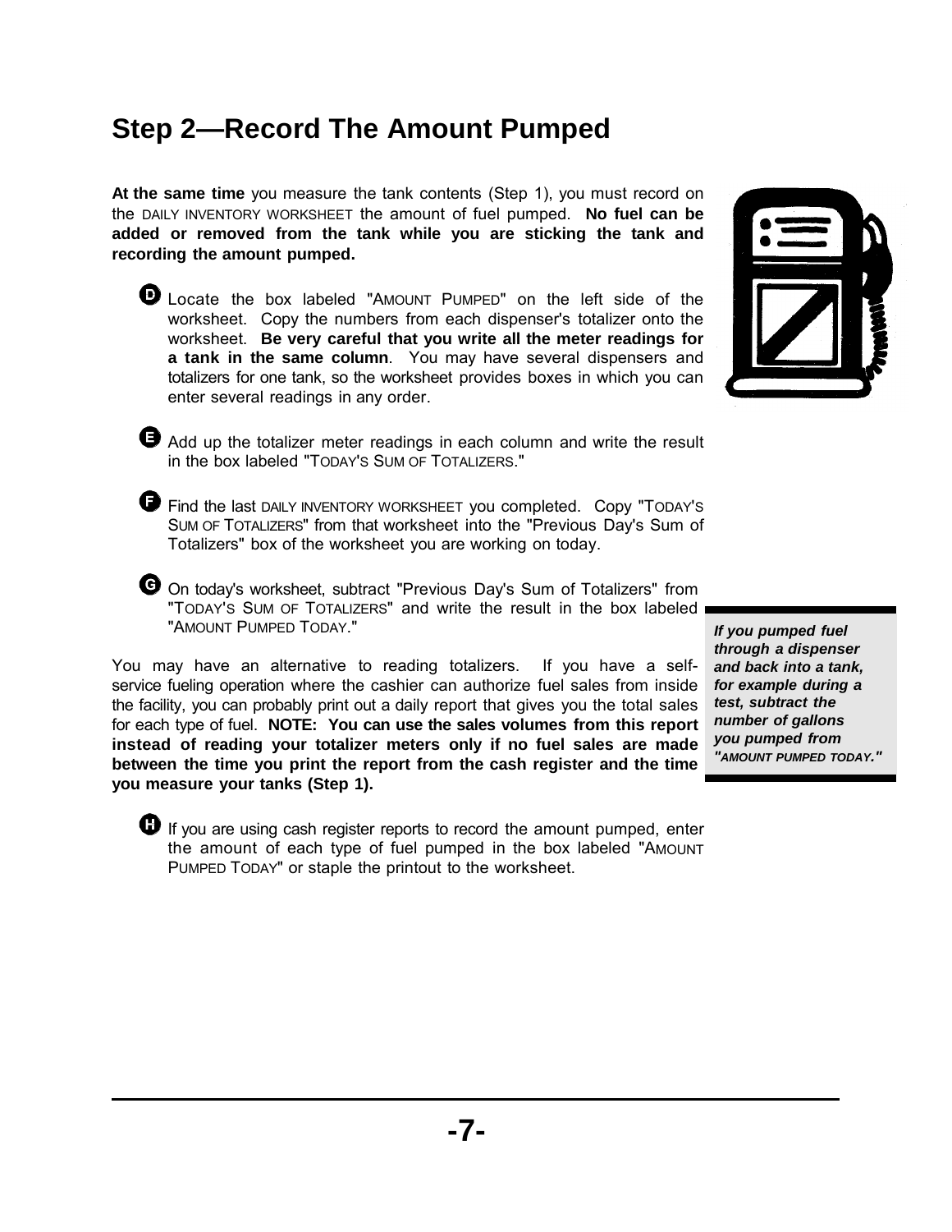## Step 2—Record The Amount Pumped

**At the same time** you measure the tank contents (Step 1), you must record on the DAILY INVENTORY WORKSHEET the amount of fuel pumped. **No fuel can be added or removed from the tank while you are sticking the tank and recording the amount pumped.**

**D** Locate the box labeled "AMOUNT PUMPED" on the left side of the worksheet. Copy the numbers from each dispenser's totalizer onto the worksheet. **Be very careful that you write all the meter readings for a tank in the same column**. You may have several dispensers and totalizers for one tank, so the worksheet provides boxes in which you can enter several readings in any order.

**E** Add up the totalizer meter readings in each column and write the result in the box labeled "TODAY'S SUM OF TOTALIZERS."

**F** Find the last DAILY INVENTORY WORKSHEET you completed. Copy "TODAY'S SUM OF TOTALIZERS" from that worksheet into the "Previous Day's Sum of Totalizers" box of the worksheet you are working on today.

**G** On today's worksheet, subtract "Previous Day's Sum of Totalizers" from "TODAY'S SUM OF TOTALIZERS" and write the result in the box labeled "AMOUNT PUMPED TODAY."

***If you pumped fuel through a dispenser and back into a tank, for example during a test, subtract the number of gallons you pumped from "AMOUNT PUMPED TODAY."***

You may have an alternative to reading totalizers. If you have a self-service fueling operation where the cashier can authorize fuel sales from inside the facility, you can probably print out a daily report that gives you the total sales for each type of fuel. **NOTE: You can use the sales volumes from this report instead of reading your totalizer meters only if no fuel sales are made between the time you print the report from the cash register and the time you measure your tanks (Step 1).**

**H** If you are using cash register reports to record the amount pumped, enter the amount of each type of fuel pumped in the box labeled "AMOUNT PUMPED TODAY" or staple the printout to the worksheet.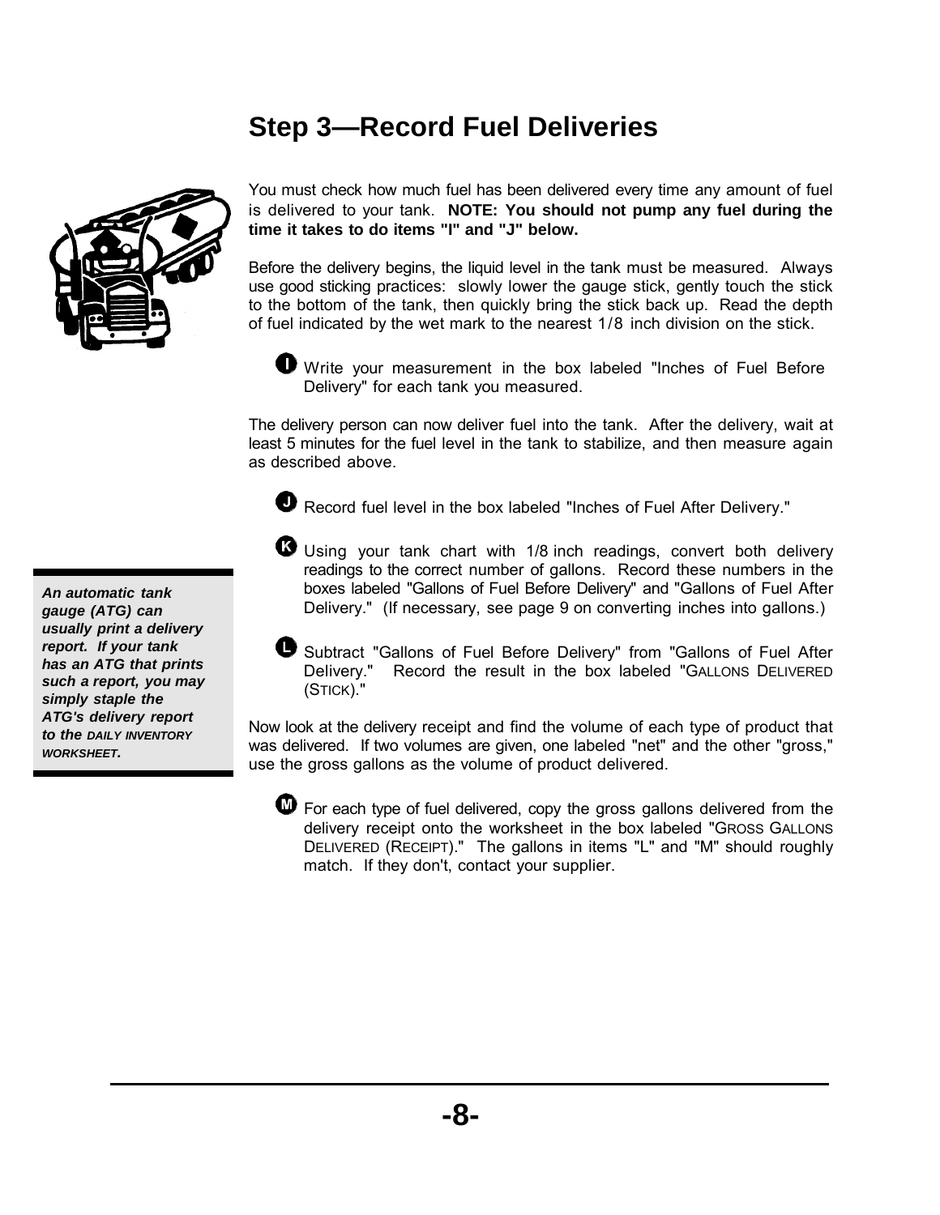## Step 3—Record Fuel Deliveries

You must check how much fuel has been delivered every time any amount of fuel is delivered to your tank. **NOTE: You should not pump any fuel during the time it takes to do items "I" and "J" below.**

Before the delivery begins, the liquid level in the tank must be measured. Always use good sticking practices: slowly lower the gauge stick, gently touch the stick to the bottom of the tank, then quickly bring the stick back up. Read the depth of fuel indicated by the wet mark to the nearest 1/8 inch division on the stick.

- **I** Write your measurement in the box labeled "Inches of Fuel Before Delivery" for each tank you measured.

The delivery person can now deliver fuel into the tank. After the delivery, wait at least 5 minutes for the fuel level in the tank to stabilize, and then measure again as described above.

- **J** Record fuel level in the box labeled "Inches of Fuel After Delivery."

- **K** Using your tank chart with 1/8 inch readings, convert both delivery readings to the correct number of gallons. Record these numbers in the boxes labeled "Gallons of Fuel Before Delivery" and "Gallons of Fuel After Delivery." (If necessary, see page 9 on converting inches into gallons.)

- **L** Subtract "Gallons of Fuel Before Delivery" from "Gallons of Fuel After Delivery." Record the result in the box labeled "GALLONS DELIVERED (STICK)."

*An automatic tank gauge (ATG) can usually print a delivery report. If your tank has an ATG that prints such a report, you may simply staple the ATG's delivery report to the DAILY INVENTORY WORKSHEET.*

Now look at the delivery receipt and find the volume of each type of product that was delivered. If two volumes are given, one labeled "net" and the other "gross," use the gross gallons as the volume of product delivered.

- **M** For each type of fuel delivered, copy the gross gallons delivered from the delivery receipt onto the worksheet in the box labeled "GROSS GALLONS DELIVERED (RECEIPT)." The gallons in items "L" and "M" should roughly match. If they don't, contact your supplier.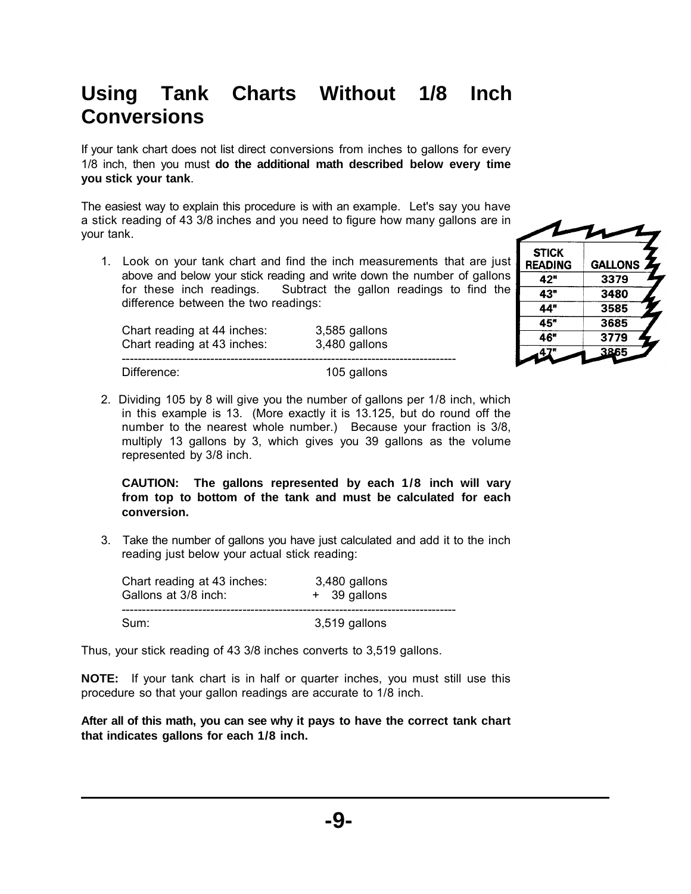# Using Tank Charts Without 1/8 Inch Conversions

If your tank chart does not list direct conversions from inches to gallons for every 1/8 inch, then you must **do the additional math described below every time you stick your tank**.

The easiest way to explain this procedure is with an example. Let's say you have a stick reading of 43 3/8 inches and you need to figure how many gallons are in your tank.

| STICK READING | GALLONS |
|---|---|
| 42" | 3379 |
| 43" | 3480 |
| 44" | 3585 |
| 45" | 3685 |
| 46" | 3779 |
| 47" | 3865 |

1. Look on your tank chart and find the inch measurements that are just above and below your stick reading and write down the number of gallons for these inch readings. Subtract the gallon readings to find the difference between the two readings:

   | | |
   |---|---|
   | Chart reading at 44 inches: | 3,585 gallons |
   | Chart reading at 43 inches: | 3,480 gallons |
   | Difference: | 105 gallons |

2. Dividing 105 by 8 will give you the number of gallons per 1/8 inch, which in this example is 13. (More exactly it is 13.125, but do round off the number to the nearest whole number.) Because your fraction is 3/8, multiply 13 gallons by 3, which gives you 39 gallons as the volume represented by 3/8 inch.

   **CAUTION: The gallons represented by each 1/8 inch will vary from top to bottom of the tank and must be calculated for each conversion.**

3. Take the number of gallons you have just calculated and add it to the inch reading just below your actual stick reading:

   | | |
   |---|---|
   | Chart reading at 43 inches: | 3,480 gallons |
   | Gallons at 3/8 inch: | + 39 gallons |
   | Sum: | 3,519 gallons |

Thus, your stick reading of 43 3/8 inches converts to 3,519 gallons.

**NOTE:** If your tank chart is in half or quarter inches, you must still use this procedure so that your gallon readings are accurate to 1/8 inch.

**After all of this math, you can see why it pays to have the correct tank chart that indicates gallons for each 1/8 inch.**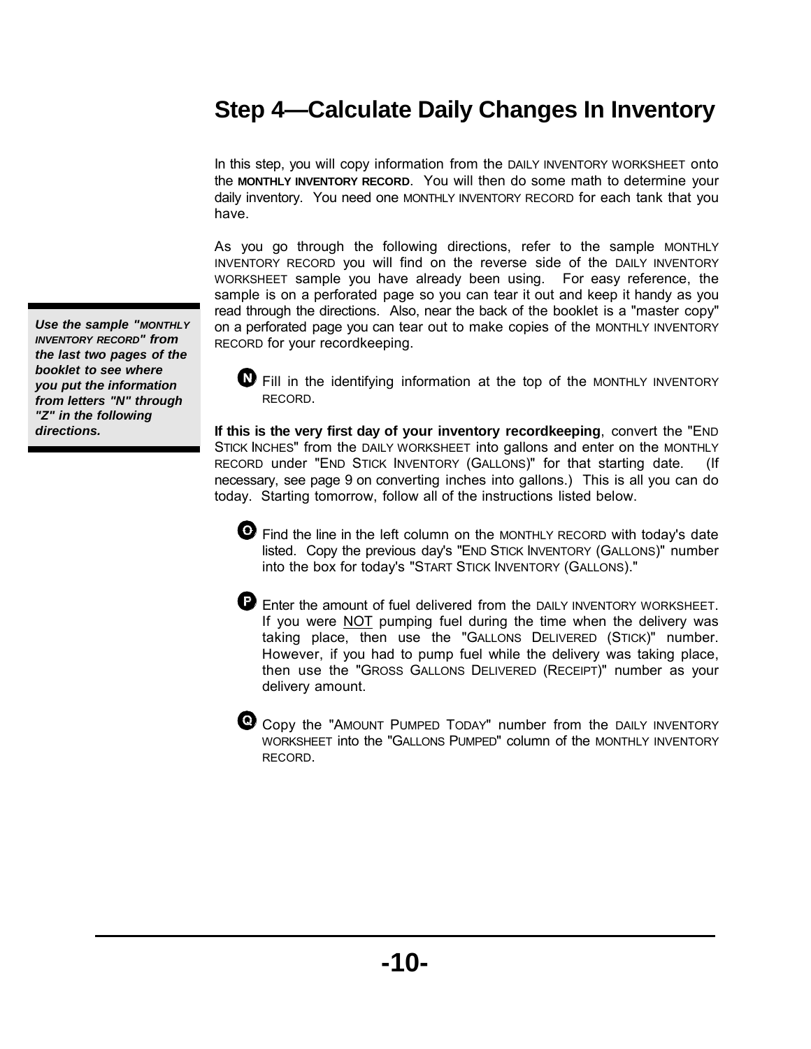## Step 4—Calculate Daily Changes In Inventory

In this step, you will copy information from the DAILY INVENTORY WORKSHEET onto the **MONTHLY INVENTORY RECORD**. You will then do some math to determine your daily inventory. You need one MONTHLY INVENTORY RECORD for each tank that you have.

As you go through the following directions, refer to the sample MONTHLY INVENTORY RECORD you will find on the reverse side of the DAILY INVENTORY WORKSHEET sample you have already been using. For easy reference, the sample is on a perforated page so you can tear it out and keep it handy as you read through the directions. Also, near the back of the booklet is a "master copy" on a perforated page you can tear out to make copies of the MONTHLY INVENTORY RECORD for your recordkeeping.

***Use the sample "MONTHLY INVENTORY RECORD" from the last two pages of the booklet to see where you put the information from letters "N" through "Z" in the following directions.***

**N** Fill in the identifying information at the top of the MONTHLY INVENTORY RECORD.

**If this is the very first day of your inventory recordkeeping**, convert the "END STICK INCHES" from the DAILY WORKSHEET into gallons and enter on the MONTHLY RECORD under "END STICK INVENTORY (GALLONS)" for that starting date. (If necessary, see page 9 on converting inches into gallons.) This is all you can do today. Starting tomorrow, follow all of the instructions listed below.

**O** Find the line in the left column on the MONTHLY RECORD with today's date listed. Copy the previous day's "END STICK INVENTORY (GALLONS)" number into the box for today's "START STICK INVENTORY (GALLONS)."

**P** Enter the amount of fuel delivered from the DAILY INVENTORY WORKSHEET. If you were NOT pumping fuel during the time when the delivery was taking place, then use the "GALLONS DELIVERED (STICK)" number. However, if you had to pump fuel while the delivery was taking place, then use the "GROSS GALLONS DELIVERED (RECEIPT)" number as your delivery amount.

**Q** Copy the "AMOUNT PUMPED TODAY" number from the DAILY INVENTORY WORKSHEET into the "GALLONS PUMPED" column of the MONTHLY INVENTORY RECORD.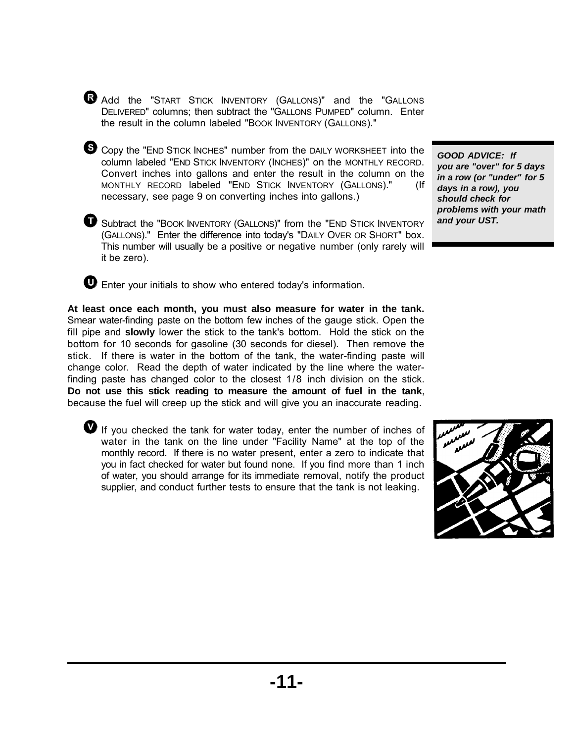**R** Add the "START STICK INVENTORY (GALLONS)" and the "GALLONS DELIVERED" columns; then subtract the "GALLONS PUMPED" column. Enter the result in the column labeled "BOOK INVENTORY (GALLONS)."

**S** Copy the "END STICK INCHES" number from the DAILY WORKSHEET into the column labeled "END STICK INVENTORY (INCHES)" on the MONTHLY RECORD. Convert inches into gallons and enter the result in the column on the MONTHLY RECORD labeled "END STICK INVENTORY (GALLONS)." (If necessary, see page 9 on converting inches into gallons.)

***GOOD ADVICE: If you are "over" for 5 days in a row (or "under" for 5 days in a row), you should check for problems with your math and your UST.***

**T** Subtract the "BOOK INVENTORY (GALLONS)" from the "END STICK INVENTORY (GALLONS)." Enter the difference into today's "DAILY OVER OR SHORT" box. This number will usually be a positive or negative number (only rarely will it be zero).

**U** Enter your initials to show who entered today's information.

**At least once each month, you must also measure for water in the tank.** Smear water-finding paste on the bottom few inches of the gauge stick. Open the fill pipe and **slowly** lower the stick to the tank's bottom. Hold the stick on the bottom for 10 seconds for gasoline (30 seconds for diesel). Then remove the stick. If there is water in the bottom of the tank, the water-finding paste will change color. Read the depth of water indicated by the line where the water-finding paste has changed color to the closest 1/8 inch division on the stick. **Do not use this stick reading to measure the amount of fuel in the tank**, because the fuel will creep up the stick and will give you an inaccurate reading.

**V** If you checked the tank for water today, enter the number of inches of water in the tank on the line under "Facility Name" at the top of the monthly record. If there is no water present, enter a zero to indicate that you in fact checked for water but found none. If you find more than 1 inch of water, you should arrange for its immediate removal, notify the product supplier, and conduct further tests to ensure that the tank is not leaking.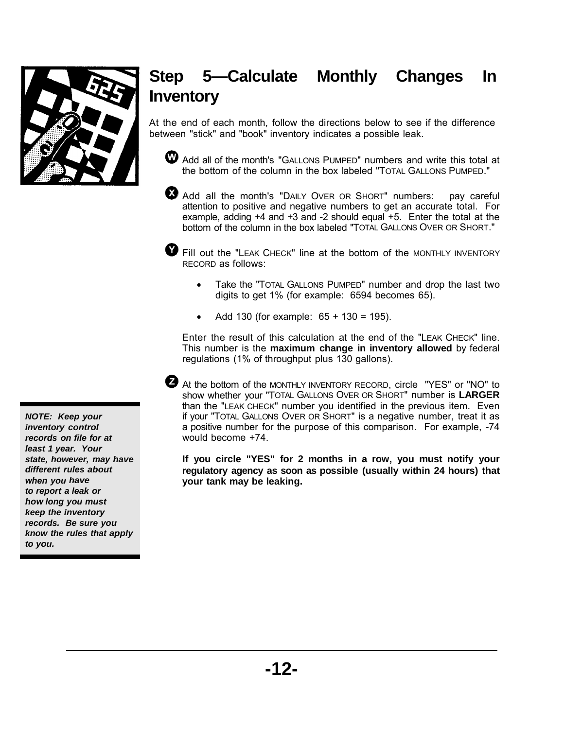## Step 5—Calculate Monthly Changes In Inventory

At the end of each month, follow the directions below to see if the difference between "stick" and "book" inventory indicates a possible leak.

**W** Add all of the month's "GALLONS PUMPED" numbers and write this total at the bottom of the column in the box labeled "TOTAL GALLONS PUMPED."

**X** Add all the month's "DAILY OVER OR SHORT" numbers: pay careful attention to positive and negative numbers to get an accurate total. For example, adding +4 and +3 and -2 should equal +5. Enter the total at the bottom of the column in the box labeled "TOTAL GALLONS OVER OR SHORT."

**Y** Fill out the "LEAK CHECK" line at the bottom of the MONTHLY INVENTORY RECORD as follows:

- Take the "TOTAL GALLONS PUMPED" number and drop the last two digits to get 1% (for example: 6594 becomes 65).
- Add 130 (for example: 65 + 130 = 195).

Enter the result of this calculation at the end of the "LEAK CHECK" line. This number is the **maximum change in inventory allowed** by federal regulations (1% of throughput plus 130 gallons).

**Z** At the bottom of the MONTHLY INVENTORY RECORD, circle "YES" or "NO" to show whether your "TOTAL GALLONS OVER OR SHORT" number is **LARGER** than the "LEAK CHECK" number you identified in the previous item. Even if your "TOTAL GALLONS OVER OR SHORT" is a negative number, treat it as a positive number for the purpose of this comparison. For example, -74 would become +74.

**If you circle "YES" for 2 months in a row, you must notify your regulatory agency as soon as possible (usually within 24 hours) that your tank may be leaking.**

***NOTE: Keep your inventory control records on file for at least 1 year. Your state, however, may have different rules about when you have to report a leak or how long you must keep the inventory records. Be sure you know the rules that apply to you.***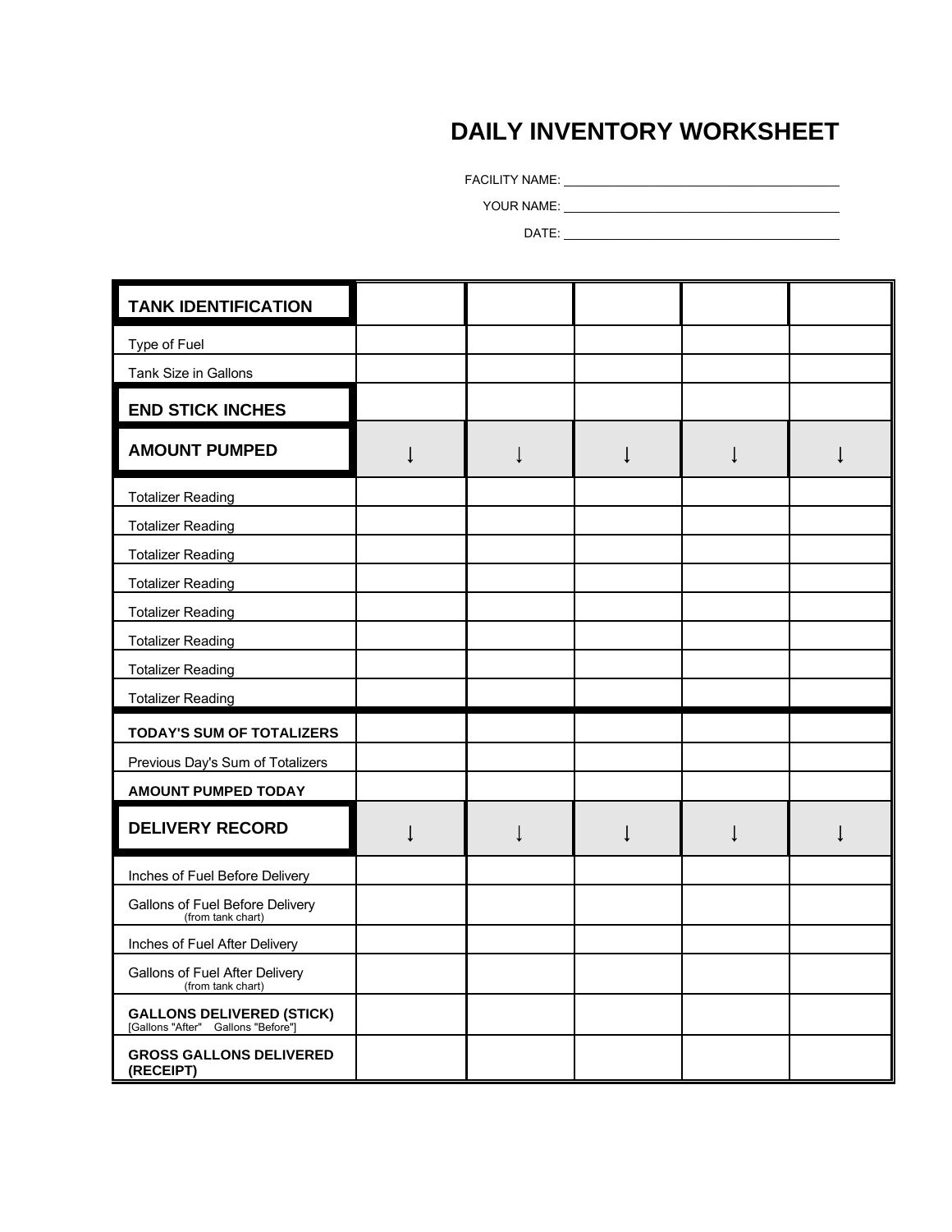# DAILY INVENTORY WORKSHEET

FACILITY NAME: ________________________________

YOUR NAME: ________________________________

DATE: ________________________________

| **TANK IDENTIFICATION** | | | | | |
|---|---|---|---|---|---|
| Type of Fuel | | | | | |
| Tank Size in Gallons | | | | | |
| **END STICK INCHES** | | | | | |
| **AMOUNT PUMPED** | ↓ | ↓ | ↓ | ↓ | ↓ |
| Totalizer Reading | | | | | |
| Totalizer Reading | | | | | |
| Totalizer Reading | | | | | |
| Totalizer Reading | | | | | |
| Totalizer Reading | | | | | |
| Totalizer Reading | | | | | |
| Totalizer Reading | | | | | |
| Totalizer Reading | | | | | |
| **TODAY'S SUM OF TOTALIZERS** | | | | | |
| Previous Day's Sum of Totalizers | | | | | |
| **AMOUNT PUMPED TODAY** | | | | | |
| **DELIVERY RECORD** | ↓ | ↓ | ↓ | ↓ | ↓ |
| Inches of Fuel Before Delivery | | | | | |
| Gallons of Fuel Before Delivery (from tank chart) | | | | | |
| Inches of Fuel After Delivery | | | | | |
| Gallons of Fuel After Delivery (from tank chart) | | | | | |
| **GALLONS DELIVERED (STICK)** [Gallons "After" Gallons "Before"] | | | | | |
| **GROSS GALLONS DELIVERED (RECEIPT)** | | | | | |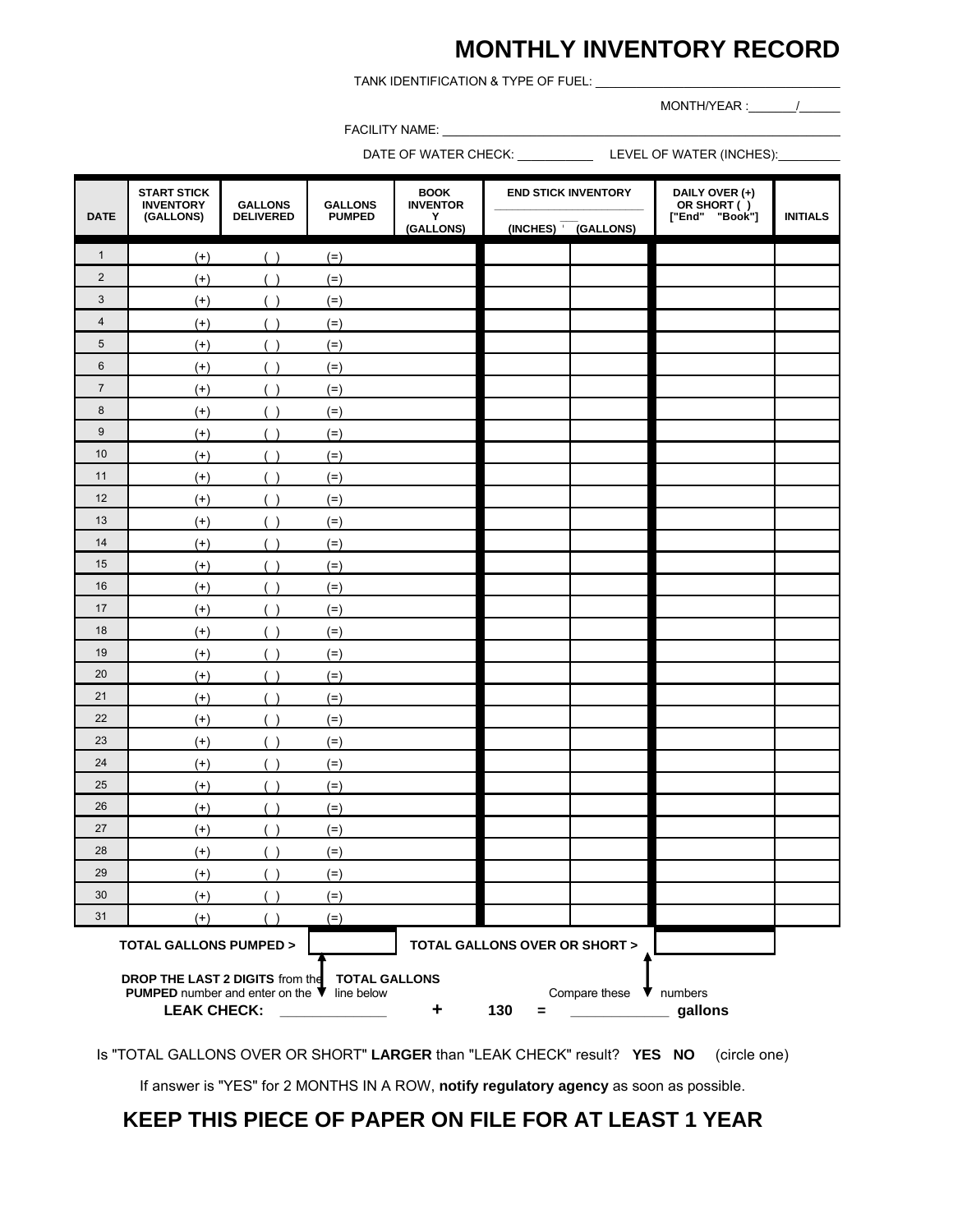# MONTHLY INVENTORY RECORD

TANK IDENTIFICATION & TYPE OF FUEL: ____________________

MONTH/YEAR : _______/______

FACILITY NAME: ____________________

DATE OF WATER CHECK: ___________ LEVEL OF WATER (INCHES):_________

| DATE | START STICK INVENTORY (GALLONS) | GALLONS DELIVERED | GALLONS PUMPED | BOOK INVENTORY (GALLONS) | END STICK INVENTORY | | DAILY OVER (+) OR SHORT ( ) ["End" "Book"] | INITIALS |
|---|---|---|---|---|---|---|---|---|
| | | | | | (INCHES) | (GALLONS) | | |
| 1 | (+) | ( ) | (=) | | | | | |
| 2 | (+) | ( ) | (=) | | | | | |
| 3 | (+) | ( ) | (=) | | | | | |
| 4 | (+) | ( ) | (=) | | | | | |
| 5 | (+) | ( ) | (=) | | | | | |
| 6 | (+) | ( ) | (=) | | | | | |
| 7 | (+) | ( ) | (=) | | | | | |
| 8 | (+) | ( ) | (=) | | | | | |
| 9 | (+) | ( ) | (=) | | | | | |
| 10 | (+) | ( ) | (=) | | | | | |
| 11 | (+) | ( ) | (=) | | | | | |
| 12 | (+) | ( ) | (=) | | | | | |
| 13 | (+) | ( ) | (=) | | | | | |
| 14 | (+) | ( ) | (=) | | | | | |
| 15 | (+) | ( ) | (=) | | | | | |
| 16 | (+) | ( ) | (=) | | | | | |
| 17 | (+) | ( ) | (=) | | | | | |
| 18 | (+) | ( ) | (=) | | | | | |
| 19 | (+) | ( ) | (=) | | | | | |
| 20 | (+) | ( ) | (=) | | | | | |
| 21 | (+) | ( ) | (=) | | | | | |
| 22 | (+) | ( ) | (=) | | | | | |
| 23 | (+) | ( ) | (=) | | | | | |
| 24 | (+) | ( ) | (=) | | | | | |
| 25 | (+) | ( ) | (=) | | | | | |
| 26 | (+) | ( ) | (=) | | | | | |
| 27 | (+) | ( ) | (=) | | | | | |
| 28 | (+) | ( ) | (=) | | | | | |
| 29 | (+) | ( ) | (=) | | | | | |
| 30 | (+) | ( ) | (=) | | | | | |
| 31 | (+) | ( ) | (=) | | | | | |

**TOTAL GALLONS PUMPED >** ________ **TOTAL GALLONS OVER OR SHORT >** ________

**DROP THE LAST 2 DIGITS** from the **TOTAL GALLONS PUMPED** number and enter on the line below

Compare these numbers

**LEAK CHECK:** ____________ **+** **130** **=** ____________ **gallons**

Is "TOTAL GALLONS OVER OR SHORT" **LARGER** than "LEAK CHECK" result? **YES NO** (circle one)

If answer is "YES" for 2 MONTHS IN A ROW, **notify regulatory agency** as soon as possible.

## KEEP THIS PIECE OF PAPER ON FILE FOR AT LEAST 1 YEAR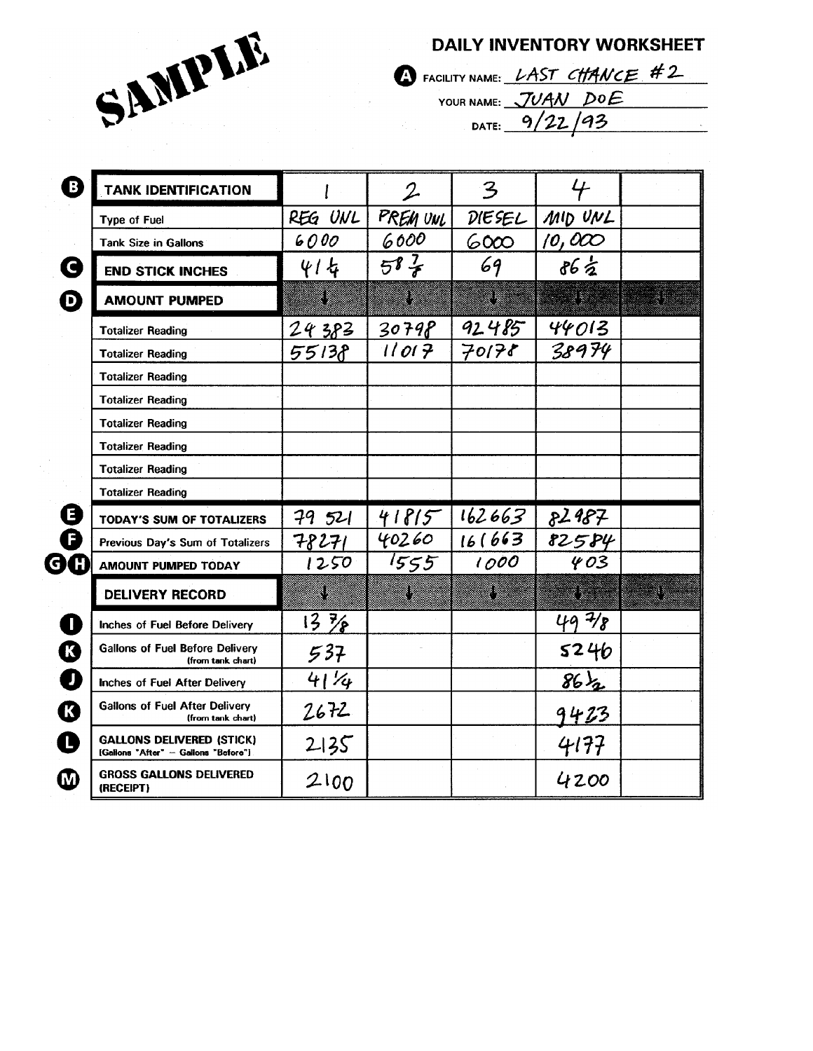SAMPLE

# DAILY INVENTORY WORKSHEET

**A** FACILITY NAME: LAST CHANCE #2

YOUR NAME: JUAN DOE

DATE: 9/22/93

| | | | | | | |
|---|---|---|---|---|---|---|
| **B** | **TANK IDENTIFICATION** | 1 | 2 | 3 | 4 | |
| | Type of Fuel | REG UNL | PREM UNL | DIESEL | MID UNL | |
| | Tank Size in Gallons | 6000 | 6000 | 6000 | 10,000 | |
| **C** | **END STICK INCHES** | 41 1/4 | 58 7/8 | 69 | 86 1/2 | |
| **D** | **AMOUNT PUMPED** | ↓ | ↓ | ↓ | ↓ | ↓ |
| | Totalizer Reading | 24383 | 30798 | 92485 | 44013 | |
| | Totalizer Reading | 55138 | 11017 | 70178 | 38974 | |
| | Totalizer Reading | | | | | |
| | Totalizer Reading | | | | | |
| | Totalizer Reading | | | | | |
| | Totalizer Reading | | | | | |
| | Totalizer Reading | | | | | |
| | Totalizer Reading | | | | | |
| **E** | **TODAY'S SUM OF TOTALIZERS** | 79521 | 41815 | 162663 | 82987 | |
| **F** | Previous Day's Sum of Totalizers | 78271 | 40260 | 161663 | 82584 | |
| **G H** | **AMOUNT PUMPED TODAY** | 1250 | 1555 | 1000 | 403 | |
| | **DELIVERY RECORD** | ↓ | ↓ | ↓ | ↓ | ↓ |
| **I** | Inches of Fuel Before Delivery | 13 7/8 | | | 49 7/8 | |
| **K** | Gallons of Fuel Before Delivery (from tank chart) | 537 | | | 5246 | |
| **J** | Inches of Fuel After Delivery | 41 1/4 | | | 86 1/2 | |
| **K** | Gallons of Fuel After Delivery (from tank chart) | 2672 | | | 9423 | |
| **L** | **GALLONS DELIVERED (STICK)** [Gallons "After" – Gallons "Before"] | 2135 | | | 4177 | |
| **M** | **GROSS GALLONS DELIVERED (RECEIPT)** | 2100 | | | 4200 | |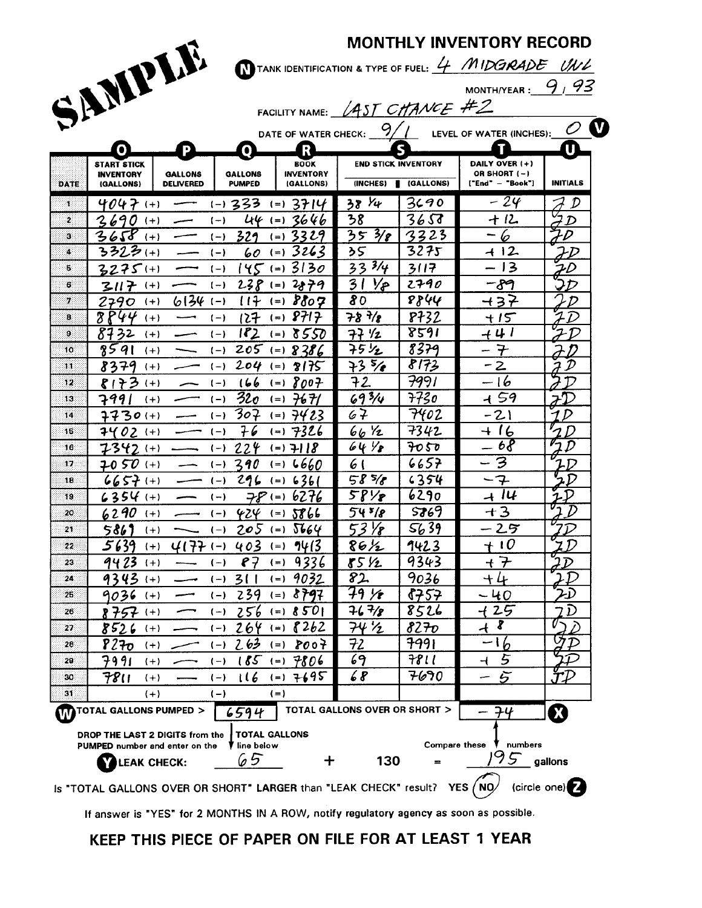SAMPLE

# MONTHLY INVENTORY RECORD

**N** TANK IDENTIFICATION & TYPE OF FUEL: 4 MIDGRADE UNL

MONTH/YEAR: 9 / 93

FACILITY NAME: LAST CHANCE #2

DATE OF WATER CHECK: 9/1 LEVEL OF WATER (INCHES): 0 **V**

| | O | P | Q | R | S | | T | U |
|---|---|---|---|---|---|---|---|---|
| DATE | START STICK INVENTORY (GALLONS) | GALLONS DELIVERED | GALLONS PUMPED | BOOK INVENTORY (GALLONS) | END STICK INVENTORY (INCHES) | (GALLONS) | DAILY OVER (+) OR SHORT (-) ["End" - "Book"] | INITIALS |
| 1 | 4047 | (+) — | (-) 333 | (=) 3714 | 38 1/4 | 3690 | -24 | JD |
| 2 | 3690 | (+) — | (-) 44 | (=) 3646 | 38 | 3658 | +12 | JD |
| 3 | 3658 | (+) — | (-) 329 | (=) 3329 | 35 3/8 | 3323 | -6 | JD |
| 4 | 3323 | (+) — | (-) 60 | (=) 3263 | 35 | 3275 | +12 | JD |
| 5 | 3275 | (+) — | (-) 145 | (=) 3130 | 33 3/4 | 3117 | -13 | JD |
| 6 | 3117 | (+) — | (-) 238 | (=) 2879 | 31 1/8 | 2790 | -89 | JD |
| 7 | 2790 | (+) 6134 | (-) 117 | (=) 8807 | 80 | 8844 | +37 | JD |
| 8 | 8844 | (+) — | (-) 127 | (=) 8717 | 78 7/8 | 8732 | +15 | JD |
| 9 | 8732 | (+) — | (-) 182 | (=) 8550 | 77 1/2 | 8591 | +41 | JD |
| 10 | 8591 | (+) — | (-) 205 | (=) 8386 | 75 1/2 | 8379 | -7 | JD |
| 11 | 8379 | (+) — | (-) 204 | (=) 8175 | 73 5/8 | 8173 | -2 | JD |
| 12 | 8173 | (+) — | (-) 166 | (=) 8007 | 72 | 7991 | -16 | JD |
| 13 | 7991 | (+) — | (-) 320 | (=) 7671 | 69 3/4 | 7730 | +59 | JD |
| 14 | 7730 | (+) — | (-) 307 | (=) 7423 | 67 | 7402 | -21 | JD |
| 15 | 7402 | (+) — | (-) 76 | (=) 7326 | 66 1/2 | 7342 | +16 | JD |
| 16 | 7342 | (+) — | (-) 224 | (=) 7118 | 64 1/8 | 7050 | -68 | JD |
| 17 | 7050 | (+) — | (-) 390 | (=) 6660 | 61 | 6657 | -3 | JD |
| 18 | 6657 | (+) — | (-) 296 | (=) 6361 | 58 5/8 | 6354 | -7 | JD |
| 19 | 6354 | (+) — | (-) 78 | (=) 6276 | 58 1/8 | 6290 | +14 | JD |
| 20 | 6290 | (+) — | (-) 424 | (=) 5866 | 54 5/8 | 5869 | +3 | JD |
| 21 | 5869 | (+) — | (-) 205 | (=) 5664 | 53 1/8 | 5639 | -25 | JD |
| 22 | 5639 | (+) 4177 | (-) 403 | (=) 9413 | 86 1/2 | 9423 | +10 | JD |
| 23 | 9423 | (+) — | (-) 87 | (=) 9336 | 85 1/2 | 9343 | +7 | JD |
| 24 | 9343 | (+) — | (-) 311 | (=) 9032 | 82 | 9036 | +4 | JD |
| 25 | 9036 | (+) — | (-) 239 | (=) 8797 | 79 1/8 | 8757 | -40 | JD |
| 26 | 8757 | (+) — | (-) 256 | (=) 8501 | 76 7/8 | 8526 | +25 | JD |
| 27 | 8526 | (+) — | (-) 264 | (=) 8262 | 74 1/2 | 8270 | +8 | JD |
| 28 | 8270 | (+) — | (-) 263 | (=) 8007 | 72 | 7991 | -16 | JD |
| 29 | 7991 | (+) — | (-) 185 | (=) 7806 | 69 | 7811 | +5 | JD |
| 30 | 7811 | (+) — | (-) 116 | (=) 7695 | 68 | 7690 | -5 | JD |
| 31 | | (+) | (-) | (=) | | | | |

**W** TOTAL GALLONS PUMPED > 6594 TOTAL GALLONS OVER OR SHORT > -74 **X**

DROP THE LAST 2 DIGITS from the TOTAL GALLONS PUMPED number and enter on the line below

Compare these numbers

**Y** LEAK CHECK: 65 + 130 = 195 gallons

Is "TOTAL GALLONS OVER OR SHORT" **LARGER** than "LEAK CHECK" result? YES (NO) (circle one) **Z**

If answer is "YES" for 2 MONTHS IN A ROW, notify regulatory agency as soon as possible.

**KEEP THIS PIECE OF PAPER ON FILE FOR AT LEAST 1 YEAR**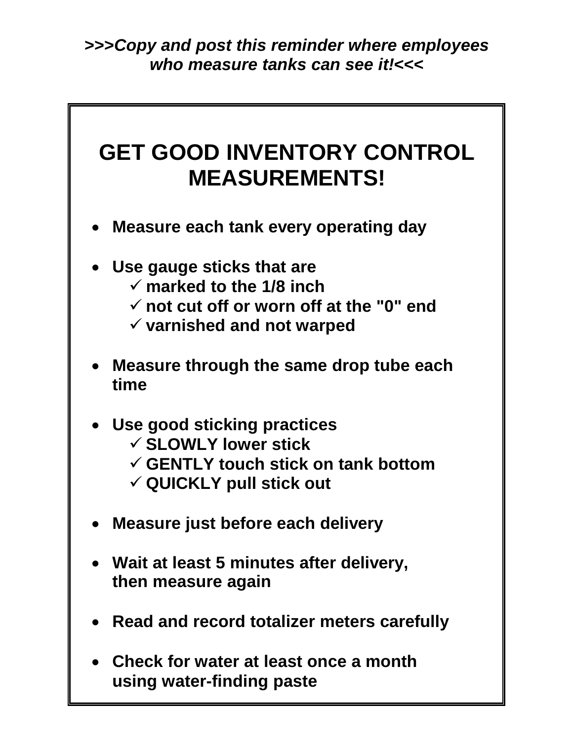***>>>Copy and post this reminder where employees who measure tanks can see it!<<<***

# GET GOOD INVENTORY CONTROL MEASUREMENTS!

- **Measure each tank every operating day**
- **Use gauge sticks that are**
  - ✓ **marked to the 1/8 inch**
  - ✓ **not cut off or worn off at the "0" end**
  - ✓ **varnished and not warped**
- **Measure through the same drop tube each time**
- **Use good sticking practices**
  - ✓ **SLOWLY lower stick**
  - ✓ **GENTLY touch stick on tank bottom**
  - ✓ **QUICKLY pull stick out**
- **Measure just before each delivery**
- **Wait at least 5 minutes after delivery, then measure again**
- **Read and record totalizer meters carefully**
- **Check for water at least once a month using water-finding paste**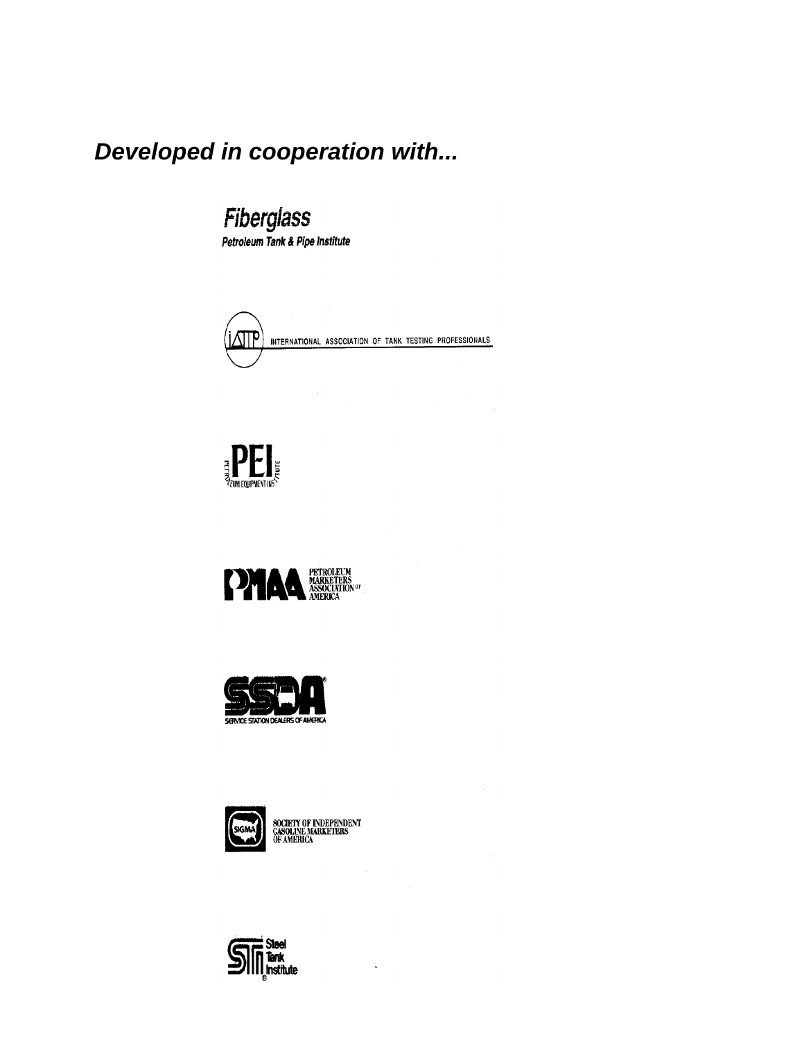***Developed in cooperation with...***

*Fiberglass*
*Petroleum Tank & Pipe Institute*

iATTP INTERNATIONAL ASSOCIATION OF TANK TESTING PROFESSIONALS

PEI PETROLEUM EQUIPMENT INSTITUTE

PMAA PETROLEUM MARKETERS ASSOCIATION OF AMERICA

SSDA SERVICE STATION DEALERS OF AMERICA

SIGMA SOCIETY OF INDEPENDENT GASOLINE MARKETERS OF AMERICA

STI Steel Tank Institute